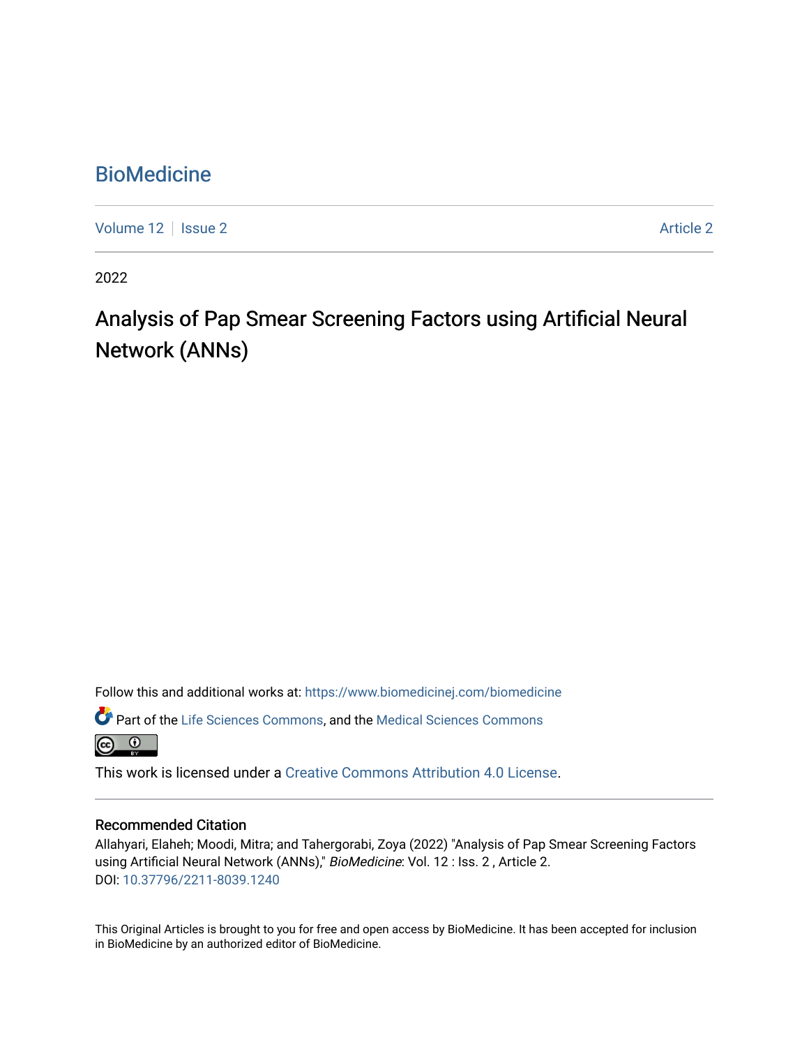# BioMedicine

Volume 12 | Issue 2 | Article 2

2022

## Analysis of Pap Smear Screening Factors using Artificial Neural Network (ANNs)

Follow this and additional works at: https://www.biomedicinej.com/biomedicine

Part of the Life Sciences Commons, and the Medical Sciences Commons

This work is licensed under a Creative Commons Attribution 4.0 License.

### Recommended Citation

Allahyari, Elaheh; Moodi, Mitra; and Tahergorabi, Zoya (2022) "Analysis of Pap Smear Screening Factors using Artificial Neural Network (ANNs)," *BioMedicine*: Vol. 12 : Iss. 2 , Article 2.
DOI: 10.37796/2211-8039.1240

This Original Articles is brought to you for free and open access by BioMedicine. It has been accepted for inclusion in BioMedicine by an authorized editor of BioMedicine.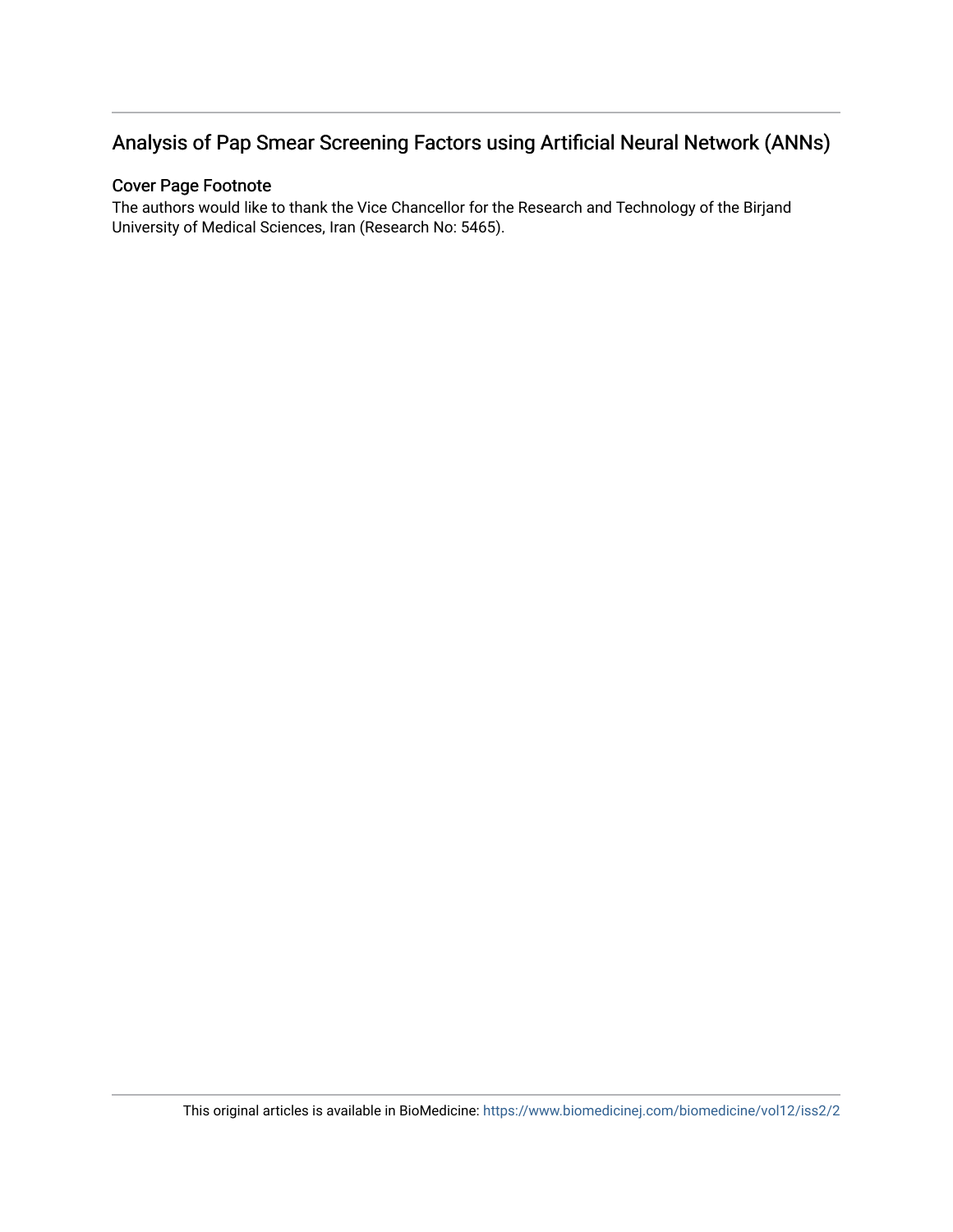# Analysis of Pap Smear Screening Factors using Artificial Neural Network (ANNs)

## Cover Page Footnote

The authors would like to thank the Vice Chancellor for the Research and Technology of the Birjand University of Medical Sciences, Iran (Research No: 5465).

This original articles is available in BioMedicine: https://www.biomedicinej.com/biomedicine/vol12/iss2/2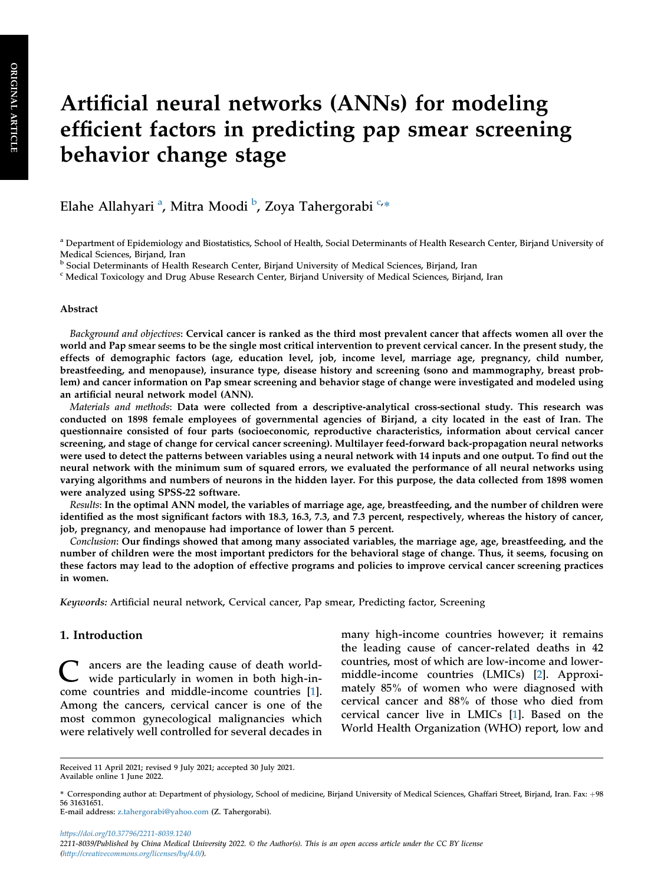# Artificial neural networks (ANNs) for modeling efficient factors in predicting pap smear screening behavior change stage

Elahe Allahyari [a], Mitra Moodi [b], Zoya Tahergorabi [c,*]

[a] Department of Epidemiology and Biostatistics, School of Health, Social Determinants of Health Research Center, Birjand University of Medical Sciences, Birjand, Iran

[b] Social Determinants of Health Research Center, Birjand University of Medical Sciences, Birjand, Iran

[c] Medical Toxicology and Drug Abuse Research Center, Birjand University of Medical Sciences, Birjand, Iran

## Abstract

*Background and objectives*: **Cervical cancer is ranked as the third most prevalent cancer that affects women all over the world and Pap smear seems to be the single most critical intervention to prevent cervical cancer. In the present study, the effects of demographic factors (age, education level, job, income level, marriage age, pregnancy, child number, breastfeeding, and menopause), insurance type, disease history and screening (sono and mammography, breast problem) and cancer information on Pap smear screening and behavior stage of change were investigated and modeled using an artificial neural network model (ANN).**

*Materials and methods*: **Data were collected from a descriptive-analytical cross-sectional study. This research was conducted on 1898 female employees of governmental agencies of Birjand, a city located in the east of Iran. The questionnaire consisted of four parts (socioeconomic, reproductive characteristics, information about cervical cancer screening, and stage of change for cervical cancer screening). Multilayer feed-forward back-propagation neural networks were used to detect the patterns between variables using a neural network with 14 inputs and one output. To find out the neural network with the minimum sum of squared errors, we evaluated the performance of all neural networks using varying algorithms and numbers of neurons in the hidden layer. For this purpose, the data collected from 1898 women were analyzed using SPSS-22 software.**

*Results*: **In the optimal ANN model, the variables of marriage age, age, breastfeeding, and the number of children were identified as the most significant factors with 18.3, 16.3, 7.3, and 7.3 percent, respectively, whereas the history of cancer, job, pregnancy, and menopause had importance of lower than 5 percent.**

*Conclusion*: **Our findings showed that among many associated variables, the marriage age, age, breastfeeding, and the number of children were the most important predictors for the behavioral stage of change. Thus, it seems, focusing on these factors may lead to the adoption of effective programs and policies to improve cervical cancer screening practices in women.**

*Keywords:* Artificial neural network, Cervical cancer, Pap smear, Predicting factor, Screening

## 1. Introduction

Cancers are the leading cause of death worldwide particularly in women in both high-income countries and middle-income countries [1]. Among the cancers, cervical cancer is one of the most common gynecological malignancies which were relatively well controlled for several decades in many high-income countries however; it remains the leading cause of cancer-related deaths in 42 countries, most of which are low-income and lower-middle-income countries (LMICs) [2]. Approximately 85% of women who were diagnosed with cervical cancer and 88% of those who died from cervical cancer live in LMICs [1]. Based on the World Health Organization (WHO) report, low and

Received 11 April 2021; revised 9 July 2021; accepted 30 July 2021.
Available online 1 June 2022.

* Corresponding author at: Department of physiology, School of medicine, Birjand University of Medical Sciences, Ghaffari Street, Birjand, Iran. Fax: +98 56 31631651.
E-mail address: z.tahergorabi@yahoo.com (Z. Tahergorabi).

https://doi.org/10.37796/2211-8039.1240
2211-8039/Published by China Medical University 2022. © the Author(s). This is an open access article under the CC BY license (http://creativecommons.org/licenses/by/4.0/).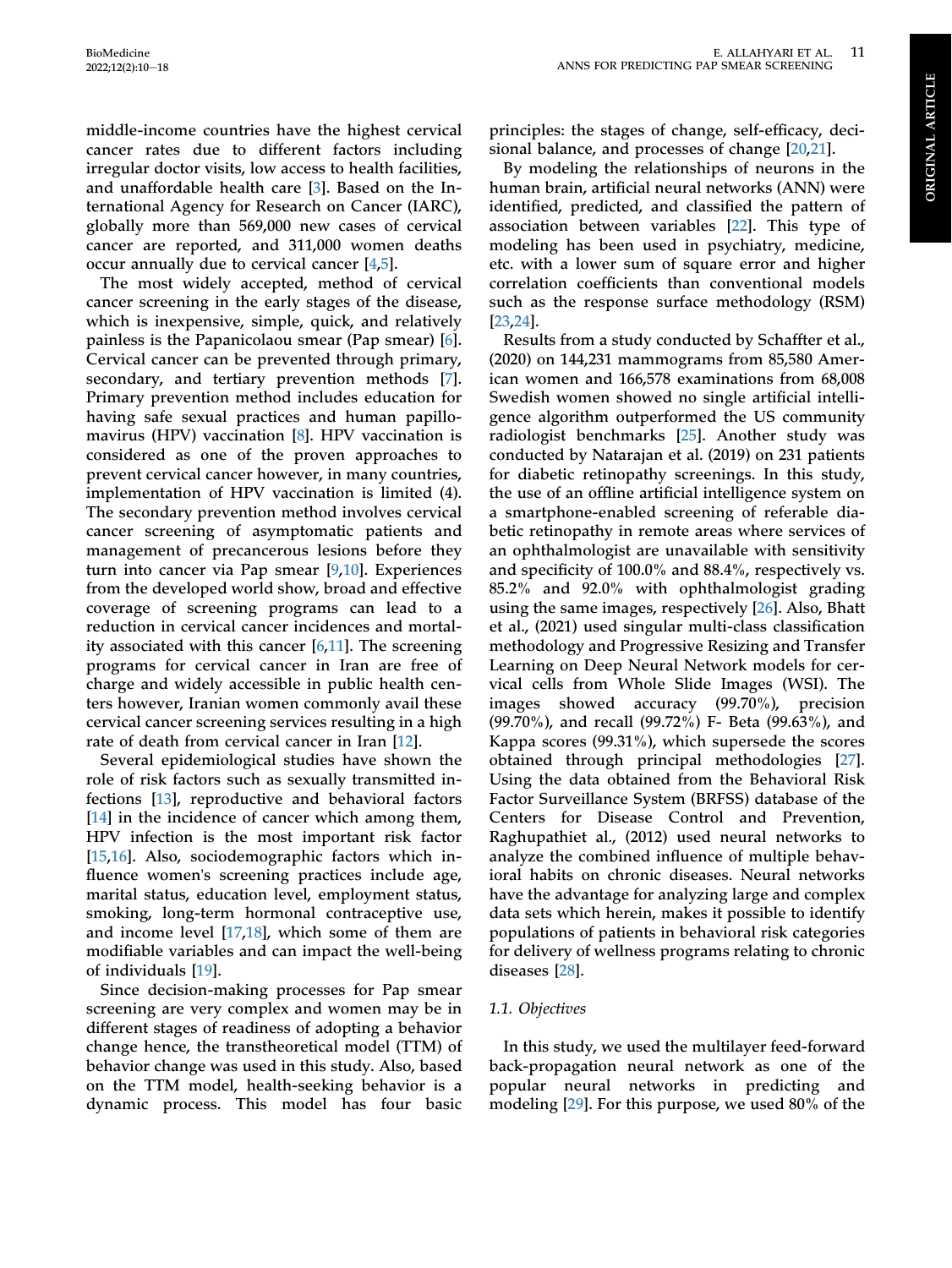middle-income countries have the highest cervical cancer rates due to different factors including irregular doctor visits, low access to health facilities, and unaffordable health care [3]. Based on the International Agency for Research on Cancer (IARC), globally more than 569,000 new cases of cervical cancer are reported, and 311,000 women deaths occur annually due to cervical cancer [4,5].

The most widely accepted, method of cervical cancer screening in the early stages of the disease, which is inexpensive, simple, quick, and relatively painless is the Papanicolaou smear (Pap smear) [6]. Cervical cancer can be prevented through primary, secondary, and tertiary prevention methods [7]. Primary prevention method includes education for having safe sexual practices and human papillomavirus (HPV) vaccination [8]. HPV vaccination is considered as one of the proven approaches to prevent cervical cancer however, in many countries, implementation of HPV vaccination is limited (4). The secondary prevention method involves cervical cancer screening of asymptomatic patients and management of precancerous lesions before they turn into cancer via Pap smear [9,10]. Experiences from the developed world show, broad and effective coverage of screening programs can lead to a reduction in cervical cancer incidences and mortality associated with this cancer [6,11]. The screening programs for cervical cancer in Iran are free of charge and widely accessible in public health centers however, Iranian women commonly avail these cervical cancer screening services resulting in a high rate of death from cervical cancer in Iran [12].

Several epidemiological studies have shown the role of risk factors such as sexually transmitted infections [13], reproductive and behavioral factors [14] in the incidence of cancer which among them, HPV infection is the most important risk factor [15,16]. Also, sociodemographic factors which influence women's screening practices include age, marital status, education level, employment status, smoking, long-term hormonal contraceptive use, and income level [17,18], which some of them are modifiable variables and can impact the well-being of individuals [19].

Since decision-making processes for Pap smear screening are very complex and women may be in different stages of readiness of adopting a behavior change hence, the transtheoretical model (TTM) of behavior change was used in this study. Also, based on the TTM model, health-seeking behavior is a dynamic process. This model has four basic principles: the stages of change, self-efficacy, decisional balance, and processes of change [20,21].

By modeling the relationships of neurons in the human brain, artificial neural networks (ANN) were identified, predicted, and classified the pattern of association between variables [22]. This type of modeling has been used in psychiatry, medicine, etc. with a lower sum of square error and higher correlation coefficients than conventional models such as the response surface methodology (RSM) [23,24].

Results from a study conducted by Schaffter et al., (2020) on 144,231 mammograms from 85,580 American women and 166,578 examinations from 68,008 Swedish women showed no single artificial intelligence algorithm outperformed the US community radiologist benchmarks [25]. Another study was conducted by Natarajan et al. (2019) on 231 patients for diabetic retinopathy screenings. In this study, the use of an offline artificial intelligence system on a smartphone-enabled screening of referable diabetic retinopathy in remote areas where services of an ophthalmologist are unavailable with sensitivity and specificity of 100.0% and 88.4%, respectively vs. 85.2% and 92.0% with ophthalmologist grading using the same images, respectively [26]. Also, Bhatt et al., (2021) used singular multi-class classification methodology and Progressive Resizing and Transfer Learning on Deep Neural Network models for cervical cells from Whole Slide Images (WSI). The images showed accuracy (99.70%), precision (99.70%), and recall (99.72%) F- Beta (99.63%), and Kappa scores (99.31%), which supersede the scores obtained through principal methodologies [27]. Using the data obtained from the Behavioral Risk Factor Surveillance System (BRFSS) database of the Centers for Disease Control and Prevention, Raghupathiet al., (2012) used neural networks to analyze the combined influence of multiple behavioral habits on chronic diseases. Neural networks have the advantage for analyzing large and complex data sets which herein, makes it possible to identify populations of patients in behavioral risk categories for delivery of wellness programs relating to chronic diseases [28].

### 1.1. Objectives

In this study, we used the multilayer feed-forward back-propagation neural network as one of the popular neural networks in predicting and modeling [29]. For this purpose, we used 80% of the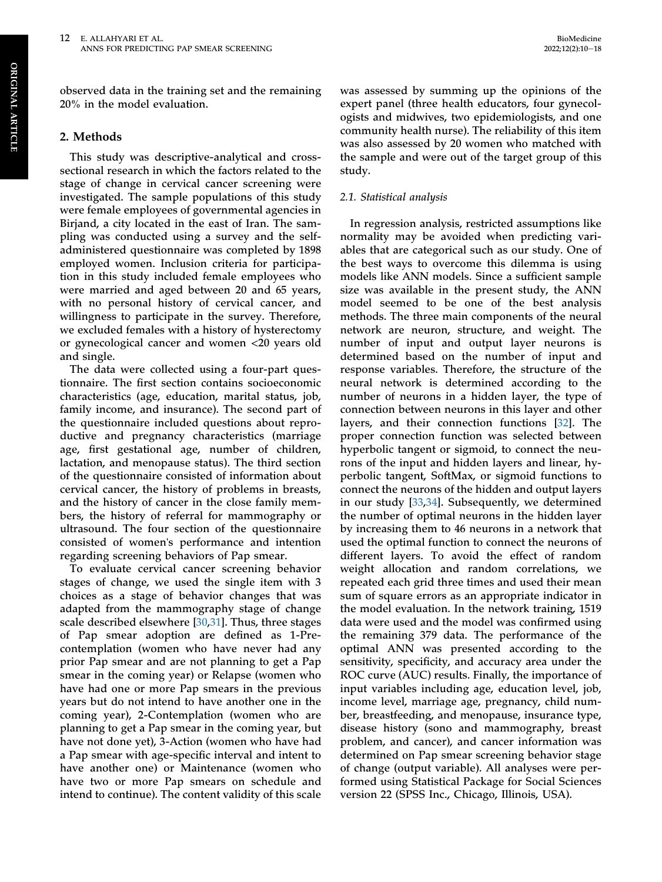observed data in the training set and the remaining 20% in the model evaluation.

## 2. Methods

This study was descriptive-analytical and cross-sectional research in which the factors related to the stage of change in cervical cancer screening were investigated. The sample populations of this study were female employees of governmental agencies in Birjand, a city located in the east of Iran. The sampling was conducted using a survey and the self-administered questionnaire was completed by 1898 employed women. Inclusion criteria for participation in this study included female employees who were married and aged between 20 and 65 years, with no personal history of cervical cancer, and willingness to participate in the survey. Therefore, we excluded females with a history of hysterectomy or gynecological cancer and women <20 years old and single.

The data were collected using a four-part questionnaire. The first section contains socioeconomic characteristics (age, education, marital status, job, family income, and insurance). The second part of the questionnaire included questions about reproductive and pregnancy characteristics (marriage age, first gestational age, number of children, lactation, and menopause status). The third section of the questionnaire consisted of information about cervical cancer, the history of problems in breasts, and the history of cancer in the close family members, the history of referral for mammography or ultrasound. The four section of the questionnaire consisted of women's performance and intention regarding screening behaviors of Pap smear.

To evaluate cervical cancer screening behavior stages of change, we used the single item with 3 choices as a stage of behavior changes that was adapted from the mammography stage of change scale described elsewhere [30,31]. Thus, three stages of Pap smear adoption are defined as 1-Precontemplation (women who have never had any prior Pap smear and are not planning to get a Pap smear in the coming year) or Relapse (women who have had one or more Pap smears in the previous years but do not intend to have another one in the coming year), 2-Contemplation (women who are planning to get a Pap smear in the coming year, but have not done yet), 3-Action (women who have had a Pap smear with age-specific interval and intent to have another one) or Maintenance (women who have two or more Pap smears on schedule and intend to continue). The content validity of this scale was assessed by summing up the opinions of the expert panel (three health educators, four gynecologists and midwives, two epidemiologists, and one community health nurse). The reliability of this item was also assessed by 20 women who matched with the sample and were out of the target group of this study.

### 2.1. Statistical analysis

In regression analysis, restricted assumptions like normality may be avoided when predicting variables that are categorical such as our study. One of the best ways to overcome this dilemma is using models like ANN models. Since a sufficient sample size was available in the present study, the ANN model seemed to be one of the best analysis methods. The three main components of the neural network are neuron, structure, and weight. The number of input and output layer neurons is determined based on the number of input and response variables. Therefore, the structure of the neural network is determined according to the number of neurons in a hidden layer, the type of connection between neurons in this layer and other layers, and their connection functions [32]. The proper connection function was selected between hyperbolic tangent or sigmoid, to connect the neurons of the input and hidden layers and linear, hyperbolic tangent, SoftMax, or sigmoid functions to connect the neurons of the hidden and output layers in our study [33,34]. Subsequently, we determined the number of optimal neurons in the hidden layer by increasing them to 46 neurons in a network that used the optimal function to connect the neurons of different layers. To avoid the effect of random weight allocation and random correlations, we repeated each grid three times and used their mean sum of square errors as an appropriate indicator in the model evaluation. In the network training, 1519 data were used and the model was confirmed using the remaining 379 data. The performance of the optimal ANN was presented according to the sensitivity, specificity, and accuracy area under the ROC curve (AUC) results. Finally, the importance of input variables including age, education level, job, income level, marriage age, pregnancy, child number, breastfeeding, and menopause, insurance type, disease history (sono and mammography, breast problem, and cancer), and cancer information was determined on Pap smear screening behavior stage of change (output variable). All analyses were performed using Statistical Package for Social Sciences version 22 (SPSS Inc., Chicago, Illinois, USA).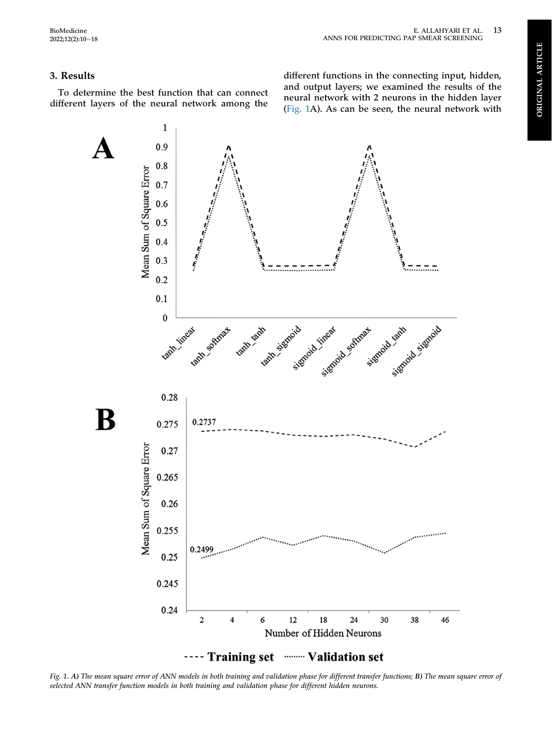## 3. Results

To determine the best function that can connect different layers of the neural network among the different functions in the connecting input, hidden, and output layers; we examined the results of the neural network with 2 neurons in the hidden layer (Fig. 1A). As can be seen, the neural network with

*Fig. 1. **A)** The mean square error of ANN models in both training and validation phase for different transfer functions; **B)** The mean square error of selected ANN transfer function models in both training and validation phase for different hidden neurons.*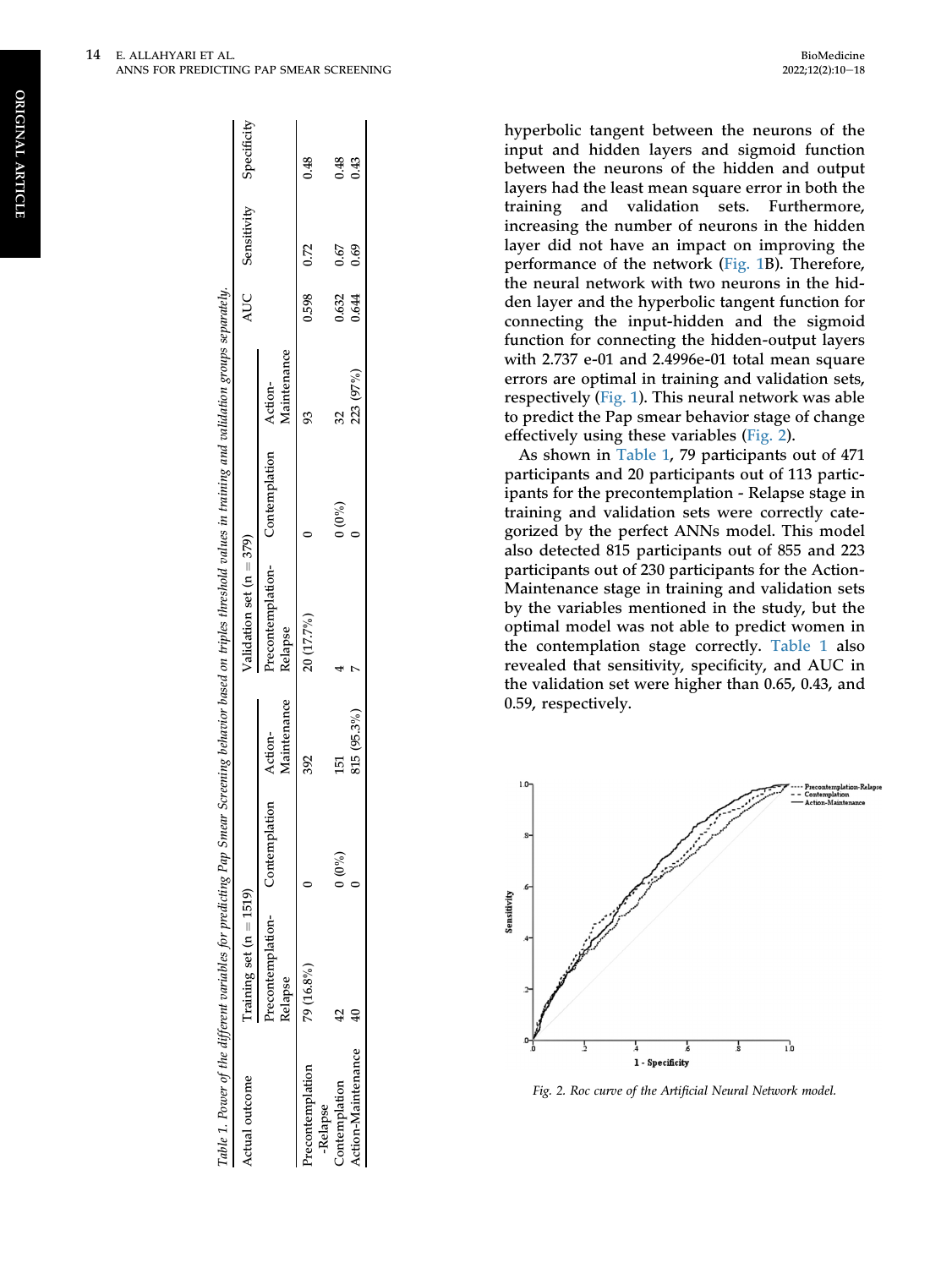Table 1. Power of the different variables for predicting Pap Smear Screening behavior based on triples threshold values in training and validation groups separately.

| Actual outcome | Training set (n = 1519) | | | Validation set (n = 379) | | | AUC | Sensitivity | Specificity |
|---|---|---|---|---|---|---|---|---|---|
| | Precontemplation-Relapse | Contemplation | Action-Maintenance | Precontemplation-Relapse | Contemplation | Action-Maintenance | | | |
| Precontemplation-Relapse | 79 (16.8%) | 0 | 392 | 20 (17.7%) | 0 | 93 | 0.598 | 0.72 | 0.48 |
| Contemplation | 42 | 0 (0%) | 151 | 4 | 0 (0%) | 32 | 0.632 | 0.67 | 0.48 |
| Action-Maintenance | 40 | 0 | 815 (95.3%) | 7 | 0 | 223 (97%) | 0.644 | 0.69 | 0.43 |

hyperbolic tangent between the neurons of the input and hidden layers and sigmoid function between the neurons of the hidden and output layers had the least mean square error in both the training and validation sets. Furthermore, increasing the number of neurons in the hidden layer did not have an impact on improving the performance of the network (Fig. 1B). Therefore, the neural network with two neurons in the hidden layer and the hyperbolic tangent function for connecting the input-hidden and the sigmoid function for connecting the hidden-output layers with 2.737 e-01 and 2.4996e-01 total mean square errors are optimal in training and validation sets, respectively (Fig. 1). This neural network was able to predict the Pap smear behavior stage of change effectively using these variables (Fig. 2).

As shown in Table 1, 79 participants out of 471 participants and 20 participants out of 113 participants for the precontemplation - Relapse stage in training and validation sets were correctly categorized by the perfect ANNs model. This model also detected 815 participants out of 855 and 223 participants out of 230 participants for the Action-Maintenance stage in training and validation sets by the variables mentioned in the study, but the optimal model was not able to predict women in the contemplation stage correctly. Table 1 also revealed that sensitivity, specificity, and AUC in the validation set were higher than 0.65, 0.43, and 0.59, respectively.

Fig. 2. Roc curve of the Artificial Neural Network model.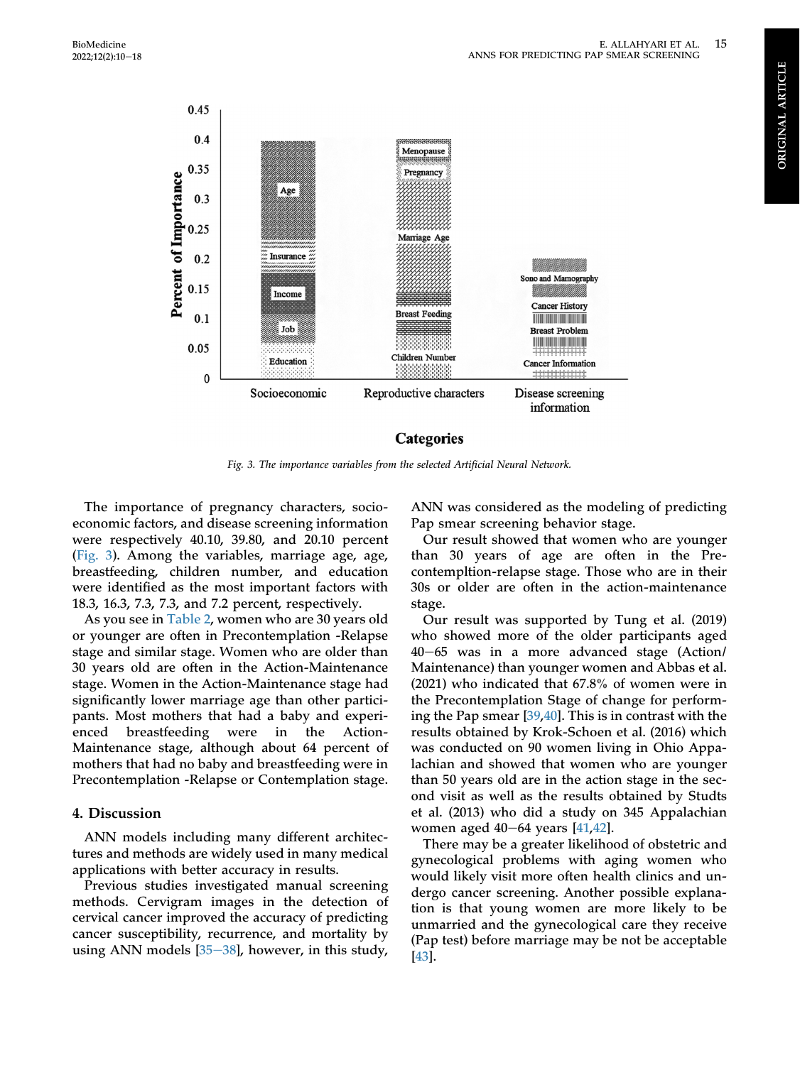Fig. 3. The importance variables from the selected Artificial Neural Network.

The importance of pregnancy characters, socioeconomic factors, and disease screening information were respectively 40.10, 39.80, and 20.10 percent (Fig. 3). Among the variables, marriage age, age, breastfeeding, children number, and education were identified as the most important factors with 18.3, 16.3, 7.3, 7.3, and 7.2 percent, respectively.

As you see in Table 2, women who are 30 years old or younger are often in Precontemplation -Relapse stage and similar stage. Women who are older than 30 years old are often in the Action-Maintenance stage. Women in the Action-Maintenance stage had significantly lower marriage age than other participants. Most mothers that had a baby and experienced breastfeeding were in the Action-Maintenance stage, although about 64 percent of mothers that had no baby and breastfeeding were in Precontemplation -Relapse or Contemplation stage.

## 4. Discussion

ANN models including many different architectures and methods are widely used in many medical applications with better accuracy in results.

Previous studies investigated manual screening methods. Cervigram images in the detection of cervical cancer improved the accuracy of predicting cancer susceptibility, recurrence, and mortality by using ANN models [35–38], however, in this study, ANN was considered as the modeling of predicting Pap smear screening behavior stage.

Our result showed that women who are younger than 30 years of age are often in the Precontempltion-relapse stage. Those who are in their 30s or older are often in the action-maintenance stage.

Our result was supported by Tung et al. (2019) who showed more of the older participants aged 40–65 was in a more advanced stage (Action/Maintenance) than younger women and Abbas et al. (2021) who indicated that 67.8% of women were in the Precontemplation Stage of change for performing the Pap smear [39,40]. This is in contrast with the results obtained by Krok-Schoen et al. (2016) which was conducted on 90 women living in Ohio Appalachian and showed that women who are younger than 50 years old are in the action stage in the second visit as well as the results obtained by Studts et al. (2013) who did a study on 345 Appalachian women aged 40–64 years [41,42].

There may be a greater likelihood of obstetric and gynecological problems with aging women who would likely visit more often health clinics and undergo cancer screening. Another possible explanation is that young women are more likely to be unmarried and the gynecological care they receive (Pap test) before marriage may be not be acceptable [43].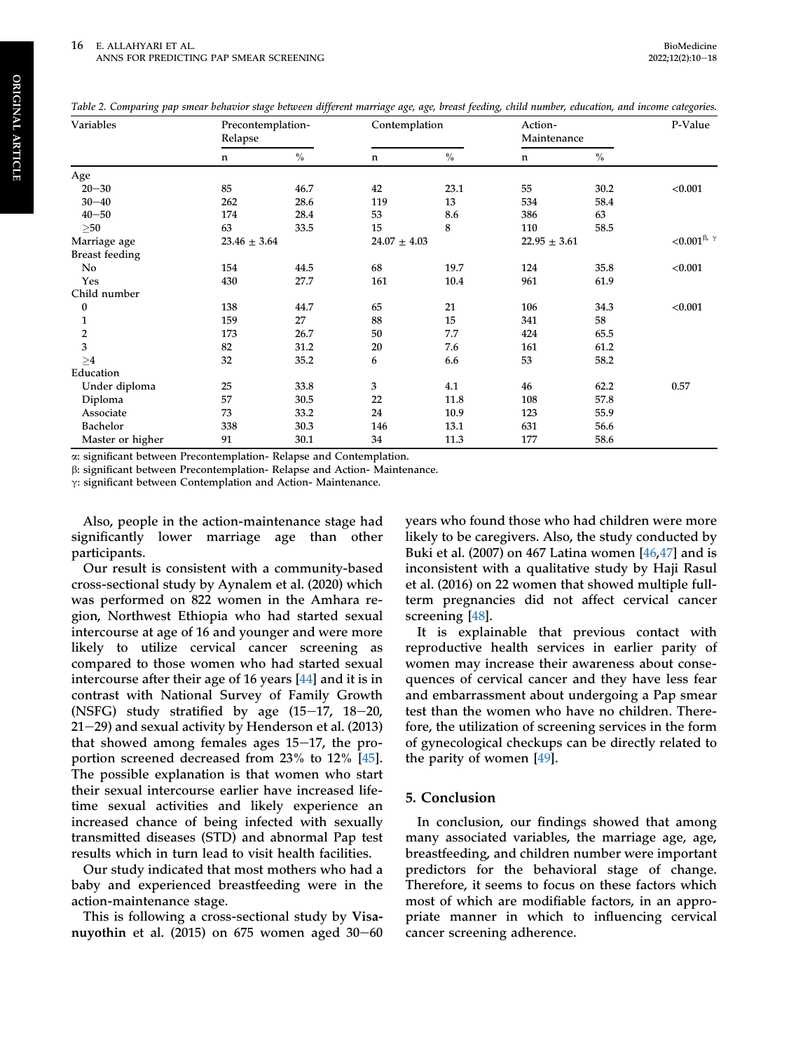*Table 2. Comparing pap smear behavior stage between different marriage age, age, breast feeding, child number, education, and income categories.*

| Variables | Precontemplation-Relapse | | Contemplation | | Action-Maintenance | | P-Value |
|---|---|---|---|---|---|---|---|
| | n | % | n | % | n | % | |
| Age | | | | | | | |
| 20–30 | 85 | 46.7 | 42 | 23.1 | 55 | 30.2 | <0.001 |
| 30–40 | 262 | 28.6 | 119 | 13 | 534 | 58.4 | |
| 40–50 | 174 | 28.4 | 53 | 8.6 | 386 | 63 | |
| ≥50 | 63 | 33.5 | 15 | 8 | 110 | 58.5 | |
| Marriage age | 23.46 ± 3.64 | | 24.07 ± 4.03 | | 22.95 ± 3.61 | | <0.001 [β, γ] |
| Breast feeding | | | | | | | |
| No | 154 | 44.5 | 68 | 19.7 | 124 | 35.8 | <0.001 |
| Yes | 430 | 27.7 | 161 | 10.4 | 961 | 61.9 | |
| Child number | | | | | | | |
| 0 | 138 | 44.7 | 65 | 21 | 106 | 34.3 | <0.001 |
| 1 | 159 | 27 | 88 | 15 | 341 | 58 | |
| 2 | 173 | 26.7 | 50 | 7.7 | 424 | 65.5 | |
| 3 | 82 | 31.2 | 20 | 7.6 | 161 | 61.2 | |
| ≥4 | 32 | 35.2 | 6 | 6.6 | 53 | 58.2 | |
| Education | | | | | | | |
| Under diploma | 25 | 33.8 | 3 | 4.1 | 46 | 62.2 | 0.57 |
| Diploma | 57 | 30.5 | 22 | 11.8 | 108 | 57.8 | |
| Associate | 73 | 33.2 | 24 | 10.9 | 123 | 55.9 | |
| Bachelor | 338 | 30.3 | 146 | 13.1 | 631 | 56.6 | |
| Master or higher | 91 | 30.1 | 34 | 11.3 | 177 | 58.6 | |

α: significant between Precontemplation- Relapse and Contemplation.
β: significant between Precontemplation- Relapse and Action- Maintenance.
γ: significant between Contemplation and Action- Maintenance.

Also, people in the action-maintenance stage had significantly lower marriage age than other participants.

Our result is consistent with a community-based cross-sectional study by Aynalem et al. (2020) which was performed on 822 women in the Amhara region, Northwest Ethiopia who had started sexual intercourse at age of 16 and younger and were more likely to utilize cervical cancer screening as compared to those women who had started sexual intercourse after their age of 16 years [44] and it is in contrast with National Survey of Family Growth (NSFG) study stratified by age (15–17, 18–20, 21–29) and sexual activity by Henderson et al. (2013) that showed among females ages 15–17, the proportion screened decreased from 23% to 12% [45]. The possible explanation is that women who start their sexual intercourse earlier have increased lifetime sexual activities and likely experience an increased chance of being infected with sexually transmitted diseases (STD) and abnormal Pap test results which in turn lead to visit health facilities.

Our study indicated that most mothers who had a baby and experienced breastfeeding were in the action-maintenance stage.

This is following a cross-sectional study by **Visanuyothin** et al. (2015) on 675 women aged 30–60 years who found those who had children were more likely to be caregivers. Also, the study conducted by Buki et al. (2007) on 467 Latina women [46,47] and is inconsistent with a qualitative study by Haji Rasul et al. (2016) on 22 women that showed multiple full-term pregnancies did not affect cervical cancer screening [48].

It is explainable that previous contact with reproductive health services in earlier parity of women may increase their awareness about consequences of cervical cancer and they have less fear and embarrassment about undergoing a Pap smear test than the women who have no children. Therefore, the utilization of screening services in the form of gynecological checkups can be directly related to the parity of women [49].

## 5. Conclusion

In conclusion, our findings showed that among many associated variables, the marriage age, age, breastfeeding, and children number were important predictors for the behavioral stage of change. Therefore, it seems to focus on these factors which most of which are modifiable factors, in an appropriate manner in which to influencing cervical cancer screening adherence.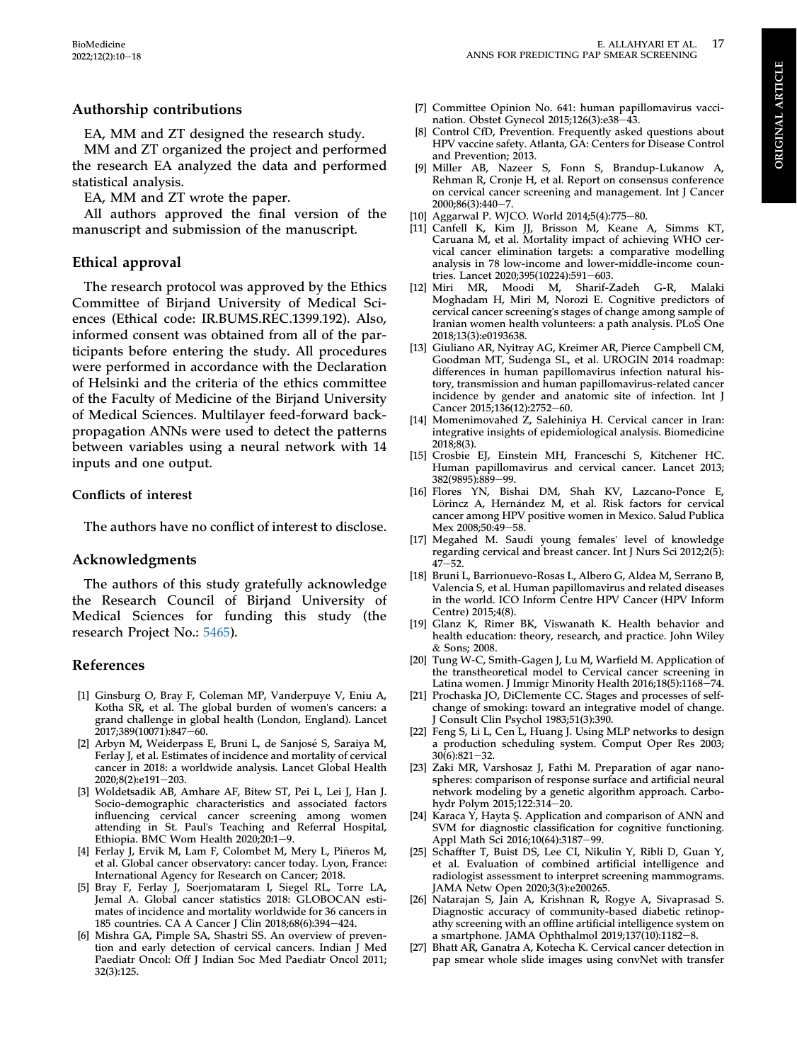## Authorship contributions

EA, MM and ZT designed the research study.

MM and ZT organized the project and performed the research EA analyzed the data and performed statistical analysis.

EA, MM and ZT wrote the paper.

All authors approved the final version of the manuscript and submission of the manuscript.

## Ethical approval

The research protocol was approved by the Ethics Committee of Birjand University of Medical Sciences (Ethical code: IR.BUMS.REC.1399.192). Also, informed consent was obtained from all of the participants before entering the study. All procedures were performed in accordance with the Declaration of Helsinki and the criteria of the ethics committee of the Faculty of Medicine of the Birjand University of Medical Sciences. Multilayer feed-forward back-propagation ANNs were used to detect the patterns between variables using a neural network with 14 inputs and one output.

## Conflicts of interest

The authors have no conflict of interest to disclose.

## Acknowledgments

The authors of this study gratefully acknowledge the Research Council of Birjand University of Medical Sciences for funding this study (the research Project No.: 5465).

## References

[1] Ginsburg O, Bray F, Coleman MP, Vanderpuye V, Eniu A, Kotha SR, et al. The global burden of women's cancers: a grand challenge in global health (London, England). Lancet 2017;389(10071):847–60.

[2] Arbyn M, Weiderpass E, Bruni L, de Sanjosé S, Saraiya M, Ferlay J, et al. Estimates of incidence and mortality of cervical cancer in 2018: a worldwide analysis. Lancet Global Health 2020;8(2):e191–203.

[3] Woldetsadik AB, Amhare AF, Bitew ST, Pei L, Lei J, Han J. Socio-demographic characteristics and associated factors influencing cervical cancer screening among women attending in St. Paul's Teaching and Referral Hospital, Ethiopia. BMC Wom Health 2020;20:1–9.

[4] Ferlay J, Ervik M, Lam F, Colombet M, Mery L, Piñeros M, et al. Global cancer observatory: cancer today. Lyon, France: International Agency for Research on Cancer; 2018.

[5] Bray F, Ferlay J, Soerjomataram I, Siegel RL, Torre LA, Jemal A. Global cancer statistics 2018: GLOBOCAN estimates of incidence and mortality worldwide for 36 cancers in 185 countries. CA A Cancer J Clin 2018;68(6):394–424.

[6] Mishra GA, Pimple SA, Shastri SS. An overview of prevention and early detection of cervical cancers. Indian J Med Paediatr Oncol: Off J Indian Soc Med Paediatr Oncol 2011; 32(3):125.

[7] Committee Opinion No. 641: human papillomavirus vaccination. Obstet Gynecol 2015;126(3):e38–43.

[8] Control CfD, Prevention. Frequently asked questions about HPV vaccine safety. Atlanta, GA: Centers for Disease Control and Prevention; 2013.

[9] Miller AB, Nazeer S, Fonn S, Brandup-Lukanow A, Rehman R, Cronje H, et al. Report on consensus conference on cervical cancer screening and management. Int J Cancer 2000;86(3):440–7.

[10] Aggarwal P. WJCO. World 2014;5(4):775–80.

[11] Canfell K, Kim JJ, Brisson M, Keane A, Simms KT, Caruana M, et al. Mortality impact of achieving WHO cervical cancer elimination targets: a comparative modelling analysis in 78 low-income and lower-middle-income countries. Lancet 2020;395(10224):591–603.

[12] Miri MR, Moodi M, Sharif-Zadeh G-R, Malaki Moghadam H, Miri M, Norozi E. Cognitive predictors of cervical cancer screening's stages of change among sample of Iranian women health volunteers: a path analysis. PLoS One 2018;13(3):e0193638.

[13] Giuliano AR, Nyitray AG, Kreimer AR, Pierce Campbell CM, Goodman MT, Sudenga SL, et al. UROGIN 2014 roadmap: differences in human papillomavirus infection natural history, transmission and human papillomavirus-related cancer incidence by gender and anatomic site of infection. Int J Cancer 2015;136(12):2752–60.

[14] Momenimovahed Z, Salehiniya H. Cervical cancer in Iran: integrative insights of epidemiological analysis. Biomedicine 2018;8(3).

[15] Crosbie EJ, Einstein MH, Franceschi S, Kitchener HC. Human papillomavirus and cervical cancer. Lancet 2013; 382(9895):889–99.

[16] Flores YN, Bishai DM, Shah KV, Lazcano-Ponce E, Lörincz A, Hernández M, et al. Risk factors for cervical cancer among HPV positive women in Mexico. Salud Publica Mex 2008;50:49–58.

[17] Megahed M. Saudi young females' level of knowledge regarding cervical and breast cancer. Int J Nurs Sci 2012;2(5): 47–52.

[18] Bruni L, Barrionuevo-Rosas L, Albero G, Aldea M, Serrano B, Valencia S, et al. Human papillomavirus and related diseases in the world. ICO Inform Centre HPV Cancer (HPV Inform Centre) 2015;4(8).

[19] Glanz K, Rimer BK, Viswanath K. Health behavior and health education: theory, research, and practice. John Wiley & Sons; 2008.

[20] Tung W-C, Smith-Gagen J, Lu M, Warfield M. Application of the transtheoretical model to Cervical cancer screening in Latina women. J Immigr Minority Health 2016;18(5):1168–74.

[21] Prochaska JO, DiClemente CC. Stages and processes of self-change of smoking: toward an integrative model of change. J Consult Clin Psychol 1983;51(3):390.

[22] Feng S, Li L, Cen L, Huang J. Using MLP networks to design a production scheduling system. Comput Oper Res 2003; 30(6):821–32.

[23] Zaki MR, Varshosaz J, Fathi M. Preparation of agar nanospheres: comparison of response surface and artificial neural network modeling by a genetic algorithm approach. Carbohydr Polym 2015;122:314–20.

[24] Karaca Y, Hayta Ş. Application and comparison of ANN and SVM for diagnostic classification for cognitive functioning. Appl Math Sci 2016;10(64):3187–99.

[25] Schaffter T, Buist DS, Lee CI, Nikulin Y, Ribli D, Guan Y, et al. Evaluation of combined artificial intelligence and radiologist assessment to interpret screening mammograms. JAMA Netw Open 2020;3(3):e200265.

[26] Natarajan S, Jain A, Krishnan R, Rogye A, Sivaprasad S. Diagnostic accuracy of community-based diabetic retinopathy screening with an offline artificial intelligence system on a smartphone. JAMA Ophthalmol 2019;137(10):1182–8.

[27] Bhatt AR, Ganatra A, Kotecha K. Cervical cancer detection in pap smear whole slide images using convNet with transfer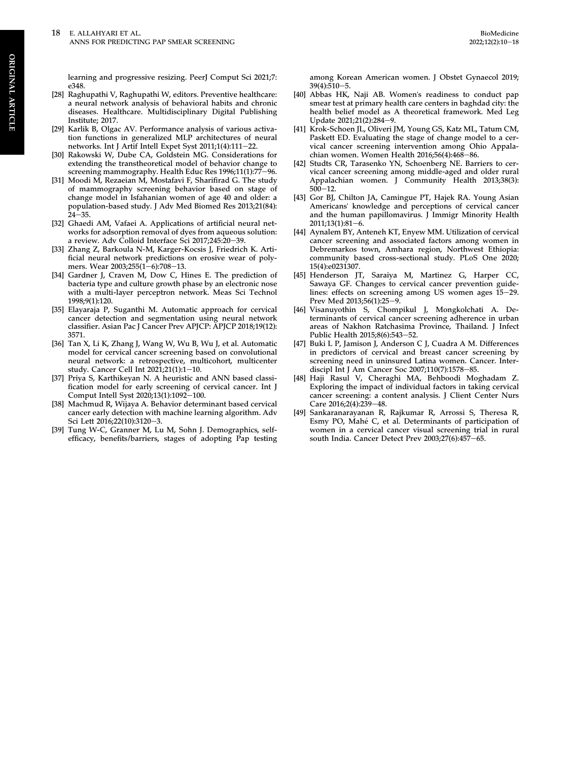learning and progressive resizing. PeerJ Comput Sci 2021;7: e348.

[28] Raghupathi V, Raghupathi W, editors. Preventive healthcare: a neural network analysis of behavioral habits and chronic diseases. Healthcare. Multidisciplinary Digital Publishing Institute; 2017.

[29] Karlik B, Olgac AV. Performance analysis of various activation functions in generalized MLP architectures of neural networks. Int J Artif Intell Expet Syst 2011;1(4):111−22.

[30] Rakowski W, Dube CA, Goldstein MG. Considerations for extending the transtheoretical model of behavior change to screening mammography. Health Educ Res 1996;11(1):77−96.

[31] Moodi M, Rezaeian M, Mostafavi F, Sharifirad G. The study of mammography screening behavior based on stage of change model in Isfahanian women of age 40 and older: a population-based study. J Adv Med Biomed Res 2013;21(84): 24−35.

[32] Ghaedi AM, Vafaei A. Applications of artificial neural networks for adsorption removal of dyes from aqueous solution: a review. Adv Colloid Interface Sci 2017;245:20−39.

[33] Zhang Z, Barkoula N-M, Karger-Kocsis J, Friedrich K. Artificial neural network predictions on erosive wear of polymers. Wear 2003;255(1−6):708−13.

[34] Gardner J, Craven M, Dow C, Hines E. The prediction of bacteria type and culture growth phase by an electronic nose with a multi-layer perceptron network. Meas Sci Technol 1998;9(1):120.

[35] Elayaraja P, Suganthi M. Automatic approach for cervical cancer detection and segmentation using neural network classifier. Asian Pac J Cancer Prev APJCP: APJCP 2018;19(12): 3571.

[36] Tan X, Li K, Zhang J, Wang W, Wu B, Wu J, et al. Automatic model for cervical cancer screening based on convolutional neural network: a retrospective, multicohort, multicenter study. Cancer Cell Int 2021;21(1):1−10.

[37] Priya S, Karthikeyan N. A heuristic and ANN based classification model for early screening of cervical cancer. Int J Comput Intell Syst 2020;13(1):1092−100.

[38] Machmud R, Wijaya A. Behavior determinant based cervical cancer early detection with machine learning algorithm. Adv Sci Lett 2016;22(10):3120−3.

[39] Tung W-C, Granner M, Lu M, Sohn J. Demographics, self-efficacy, benefits/barriers, stages of adopting Pap testing among Korean American women. J Obstet Gynaecol 2019; 39(4):510−5.

[40] Abbas HK, Naji AB. Women's readiness to conduct pap smear test at primary health care centers in baghdad city: the health belief model as A theoretical framework. Med Leg Update 2021;21(2):284−9.

[41] Krok-Schoen JL, Oliveri JM, Young GS, Katz ML, Tatum CM, Paskett ED. Evaluating the stage of change model to a cervical cancer screening intervention among Ohio Appalachian women. Women Health 2016;56(4):468−86.

[42] Studts CR, Tarasenko YN, Schoenberg NE. Barriers to cervical cancer screening among middle-aged and older rural Appalachian women. J Community Health 2013;38(3): 500−12.

[43] Gor BJ, Chilton JA, Camingue PT, Hajek RA. Young Asian Americans' knowledge and perceptions of cervical cancer and the human papillomavirus. J Immigr Minority Health 2011;13(1):81−6.

[44] Aynalem BY, Anteneh KT, Enyew MM. Utilization of cervical cancer screening and associated factors among women in Debremarkos town, Amhara region, Northwest Ethiopia: community based cross-sectional study. PLoS One 2020; 15(4):e0231307.

[45] Henderson JT, Saraiya M, Martinez G, Harper CC, Sawaya GF. Changes to cervical cancer prevention guidelines: effects on screening among US women ages 15−29. Prev Med 2013;56(1):25−9.

[46] Visanuyothin S, Chompikul J, Mongkolchati A. Determinants of cervical cancer screening adherence in urban areas of Nakhon Ratchasima Province, Thailand. J Infect Public Health 2015;8(6):543−52.

[47] Buki L P, Jamison J, Anderson C J, Cuadra A M. Differences in predictors of cervical and breast cancer screening by screening need in uninsured Latina women. Cancer. Interdiscipl Int J Am Cancer Soc 2007;110(7):1578−85.

[48] Haji Rasul V, Cheraghi MA, Behboodi Moghadam Z. Exploring the impact of individual factors in taking cervical cancer screening: a content analysis. J Client Center Nurs Care 2016;2(4):239−48.

[49] Sankaranarayanan R, Rajkumar R, Arrossi S, Theresa R, Esmy PO, Mahé C, et al. Determinants of participation of women in a cervical cancer visual screening trial in rural south India. Cancer Detect Prev 2003;27(6):457−65.